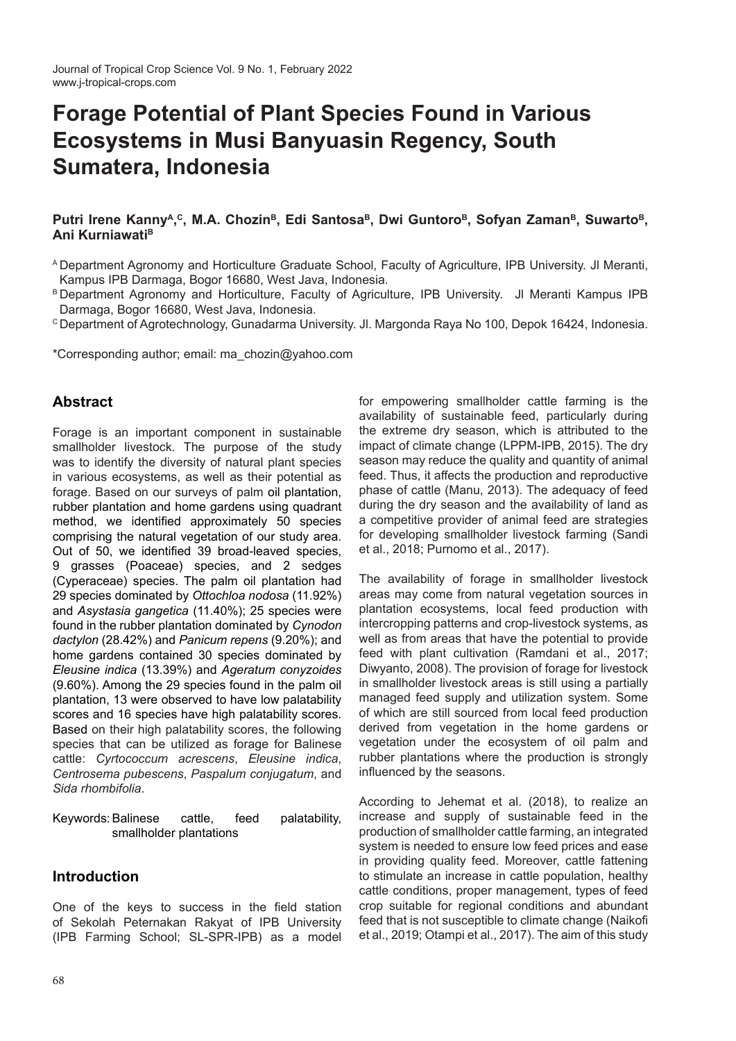# Forage Potential of Plant Species Found in Various Ecosystems in Musi Banyuasin Regency, South Sumatera, Indonesia

**Putri Irene Kanny[A,C], M.A. Chozin[B], Edi Santosa[B], Dwi Guntoro[B], Sofyan Zaman[B], Suwarto[B], Ani Kurniawati[B]**

[A] Department Agronomy and Horticulture Graduate School, Faculty of Agriculture, IPB University. Jl Meranti, Kampus IPB Darmaga, Bogor 16680, West Java, Indonesia.

[B] Department Agronomy and Horticulture, Faculty of Agriculture, IPB University. Jl Meranti Kampus IPB Darmaga, Bogor 16680, West Java, Indonesia.

[C] Department of Agrotechnology, Gunadarma University. Jl. Margonda Raya No 100, Depok 16424, Indonesia.

*Corresponding author; email: ma_chozin@yahoo.com

## Abstract

Forage is an important component in sustainable smallholder livestock. The purpose of the study was to identify the diversity of natural plant species in various ecosystems, as well as their potential as forage. Based on our surveys of palm oil plantation, rubber plantation and home gardens using quadrant method, we identified approximately 50 species comprising the natural vegetation of our study area. Out of 50, we identified 39 broad-leaved species, 9 grasses (Poaceae) species, and 2 sedges (Cyperaceae) species. The palm oil plantation had 29 species dominated by *Ottochloa nodosa* (11.92%) and *Asystasia gangetica* (11.40%); 25 species were found in the rubber plantation dominated by *Cynodon dactylon* (28.42%) and *Panicum repens* (9.20%); and home gardens contained 30 species dominated by *Eleusine indica* (13.39%) and *Ageratum conyzoides* (9.60%). Among the 29 species found in the palm oil plantation, 13 were observed to have low palatability scores and 16 species have high palatability scores. Based on their high palatability scores, the following species that can be utilized as forage for Balinese cattle: *Cyrtococcum acrescens*, *Eleusine indica*, *Centrosema pubescens*, *Paspalum conjugatum*, and *Sida rhombifolia*.

Keywords: Balinese cattle, feed palatability, smallholder plantations

## Introduction

One of the keys to success in the field station of Sekolah Peternakan Rakyat of IPB University (IPB Farming School; SL-SPR-IPB) as a model for empowering smallholder cattle farming is the availability of sustainable feed, particularly during the extreme dry season, which is attributed to the impact of climate change (LPPM-IPB, 2015). The dry season may reduce the quality and quantity of animal feed. Thus, it affects the production and reproductive phase of cattle (Manu, 2013). The adequacy of feed during the dry season and the availability of land as a competitive provider of animal feed are strategies for developing smallholder livestock farming (Sandi et al., 2018; Purnomo et al., 2017).

The availability of forage in smallholder livestock areas may come from natural vegetation sources in plantation ecosystems, local feed production with intercropping patterns and crop-livestock systems, as well as from areas that have the potential to provide feed with plant cultivation (Ramdani et al., 2017; Diwyanto, 2008). The provision of forage for livestock in smallholder livestock areas is still using a partially managed feed supply and utilization system. Some of which are still sourced from local feed production derived from vegetation in the home gardens or vegetation under the ecosystem of oil palm and rubber plantations where the production is strongly influenced by the seasons.

According to Jehemat et al. (2018), to realize an increase and supply of sustainable feed in the production of smallholder cattle farming, an integrated system is needed to ensure low feed prices and ease in providing quality feed. Moreover, cattle fattening to stimulate an increase in cattle population, healthy cattle conditions, proper management, types of feed crop suitable for regional conditions and abundant feed that is not susceptible to climate change (Naikofi et al., 2019; Otampi et al., 2017). The aim of this study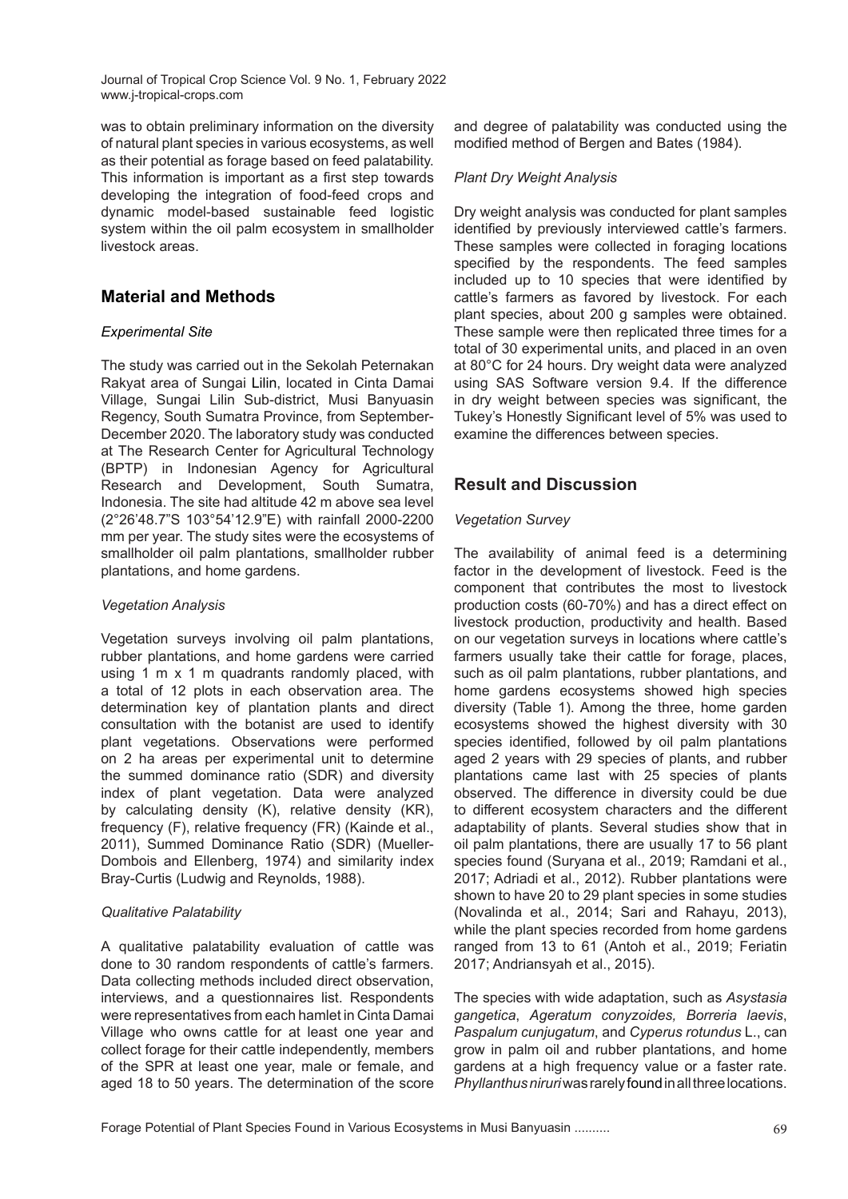was to obtain preliminary information on the diversity of natural plant species in various ecosystems, as well as their potential as forage based on feed palatability. This information is important as a first step towards developing the integration of food-feed crops and dynamic model-based sustainable feed logistic system within the oil palm ecosystem in smallholder livestock areas.

## Material and Methods

### *Experimental Site*

The study was carried out in the Sekolah Peternakan Rakyat area of Sungai Lilin, located in Cinta Damai Village, Sungai Lilin Sub-district, Musi Banyuasin Regency, South Sumatra Province, from September-December 2020. The laboratory study was conducted at The Research Center for Agricultural Technology (BPTP) in Indonesian Agency for Agricultural Research and Development, South Sumatra, Indonesia. The site had altitude 42 m above sea level (2°26'48.7"S 103°54'12.9"E) with rainfall 2000-2200 mm per year. The study sites were the ecosystems of smallholder oil palm plantations, smallholder rubber plantations, and home gardens.

### *Vegetation Analysis*

Vegetation surveys involving oil palm plantations, rubber plantations, and home gardens were carried using 1 m x 1 m quadrants randomly placed, with a total of 12 plots in each observation area. The determination key of plantation plants and direct consultation with the botanist are used to identify plant vegetations. Observations were performed on 2 ha areas per experimental unit to determine the summed dominance ratio (SDR) and diversity index of plant vegetation. Data were analyzed by calculating density (K), relative density (KR), frequency (F), relative frequency (FR) (Kainde et al., 2011), Summed Dominance Ratio (SDR) (Mueller-Dombois and Ellenberg, 1974) and similarity index Bray-Curtis (Ludwig and Reynolds, 1988).

### *Qualitative Palatability*

A qualitative palatability evaluation of cattle was done to 30 random respondents of cattle's farmers. Data collecting methods included direct observation, interviews, and a questionnaires list. Respondents were representatives from each hamlet in Cinta Damai Village who owns cattle for at least one year and collect forage for their cattle independently, members of the SPR at least one year, male or female, and aged 18 to 50 years. The determination of the score and degree of palatability was conducted using the modified method of Bergen and Bates (1984).

### *Plant Dry Weight Analysis*

Dry weight analysis was conducted for plant samples identified by previously interviewed cattle's farmers. These samples were collected in foraging locations specified by the respondents. The feed samples included up to 10 species that were identified by cattle's farmers as favored by livestock. For each plant species, about 200 g samples were obtained. These sample were then replicated three times for a total of 30 experimental units, and placed in an oven at 80°C for 24 hours. Dry weight data were analyzed using SAS Software version 9.4. If the difference in dry weight between species was significant, the Tukey's Honestly Significant level of 5% was used to examine the differences between species.

## Result and Discussion

### *Vegetation Survey*

The availability of animal feed is a determining factor in the development of livestock. Feed is the component that contributes the most to livestock production costs (60-70%) and has a direct effect on livestock production, productivity and health. Based on our vegetation surveys in locations where cattle's farmers usually take their cattle for forage, places, such as oil palm plantations, rubber plantations, and home gardens ecosystems showed high species diversity (Table 1). Among the three, home garden ecosystems showed the highest diversity with 30 species identified, followed by oil palm plantations aged 2 years with 29 species of plants, and rubber plantations came last with 25 species of plants observed. The difference in diversity could be due to different ecosystem characters and the different adaptability of plants. Several studies show that in oil palm plantations, there are usually 17 to 56 plant species found (Suryana et al., 2019; Ramdani et al., 2017; Adriadi et al., 2012). Rubber plantations were shown to have 20 to 29 plant species in some studies (Novalinda et al., 2014; Sari and Rahayu, 2013), while the plant species recorded from home gardens ranged from 13 to 61 (Antoh et al., 2019; Feriatin 2017; Andriansyah et al., 2015).

The species with wide adaptation, such as *Asystasia gangetica*, *Ageratum conyzoides, Borreria laevis*, *Paspalum cunjugatum*, and *Cyperus rotundus* L., can grow in palm oil and rubber plantations, and home gardens at a high frequency value or a faster rate. *Phyllanthus niruri* was rarely found in all three locations.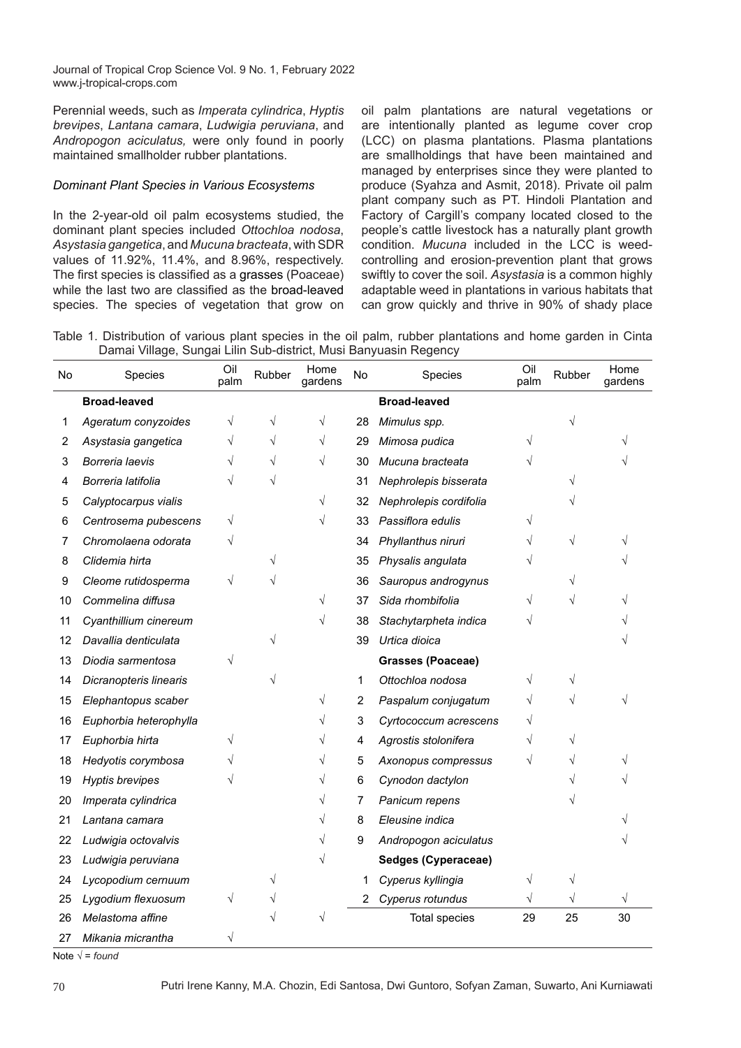Perennial weeds, such as *Imperata cylindrica*, *Hyptis brevipes*, *Lantana camara*, *Ludwigia peruviana*, and *Andropogon aciculatus,* were only found in poorly maintained smallholder rubber plantations.

*Dominant Plant Species in Various Ecosystems*

In the 2-year-old oil palm ecosystems studied, the dominant plant species included *Ottochloa nodosa*, *Asystasia gangetica*, and *Mucuna bracteata*, with SDR values of 11.92%, 11.4%, and 8.96%, respectively. The first species is classified as a grasses (Poaceae) while the last two are classified as the broad-leaved species. The species of vegetation that grow on oil palm plantations are natural vegetations or are intentionally planted as legume cover crop (LCC) on plasma plantations. Plasma plantations are smallholdings that have been maintained and managed by enterprises since they were planted to produce (Syahza and Asmit, 2018). Private oil palm plant company such as PT. Hindoli Plantation and Factory of Cargill's company located closed to the people's cattle livestock has a naturally plant growth condition. *Mucuna* included in the LCC is weed-controlling and erosion-prevention plant that grows swiftly to cover the soil. *Asystasia* is a common highly adaptable weed in plantations in various habitats that can grow quickly and thrive in 90% of shady place

Table 1. Distribution of various plant species in the oil palm, rubber plantations and home garden in Cinta Damai Village, Sungai Lilin Sub-district, Musi Banyuasin Regency

| No | Species | Oil palm | Rubber | Home gardens | No | Species | Oil palm | Rubber | Home gardens |
|---|---|---|---|---|---|---|---|---|---|
| | **Broad-leaved** | | | | | **Broad-leaved** | | | |
| 1 | *Ageratum conyzoides* | √ | √ | √ | 28 | *Mimulus spp.* | | √ | |
| 2 | *Asystasia gangetica* | √ | √ | √ | 29 | *Mimosa pudica* | √ | | √ |
| 3 | *Borreria laevis* | √ | √ | √ | 30 | *Mucuna bracteata* | √ | | √ |
| 4 | *Borreria latifolia* | √ | √ | | 31 | *Nephrolepis bisserata* | | √ | |
| 5 | *Calyptocarpus vialis* | | | √ | 32 | *Nephrolepis cordifolia* | | √ | |
| 6 | *Centrosema pubescens* | √ | | √ | 33 | *Passiflora edulis* | √ | | |
| 7 | *Chromolaena odorata* | √ | | | 34 | *Phyllanthus niruri* | √ | √ | √ |
| 8 | *Clidemia hirta* | | √ | | 35 | *Physalis angulata* | √ | | √ |
| 9 | *Cleome rutidosperma* | √ | √ | | 36 | *Sauropus androgynus* | | √ | |
| 10 | *Commelina diffusa* | | | √ | 37 | *Sida rhombifolia* | √ | √ | √ |
| 11 | *Cyanthillium cinereum* | | | √ | 38 | *Stachytarpheta indica* | √ | | √ |
| 12 | *Davallia denticulata* | | √ | | 39 | *Urtica dioica* | | | √ |
| 13 | *Diodia sarmentosa* | √ | | | | **Grasses (Poaceae)** | | | |
| 14 | *Dicranopteris linearis* | | √ | | 1 | *Ottochloa nodosa* | √ | √ | |
| 15 | *Elephantopus scaber* | | | √ | 2 | *Paspalum conjugatum* | √ | √ | √ |
| 16 | *Euphorbia heterophylla* | | | √ | 3 | *Cyrtococcum acrescens* | √ | | |
| 17 | *Euphorbia hirta* | √ | | √ | 4 | *Agrostis stolonifera* | √ | √ | |
| 18 | *Hedyotis corymbosa* | √ | | √ | 5 | *Axonopus compressus* | √ | √ | √ |
| 19 | *Hyptis brevipes* | √ | | √ | 6 | *Cynodon dactylon* | | √ | √ |
| 20 | *Imperata cylindrica* | | | √ | 7 | *Panicum repens* | | √ | |
| 21 | *Lantana camara* | | | √ | 8 | *Eleusine indica* | | | √ |
| 22 | *Ludwigia octovalvis* | | | √ | 9 | *Andropogon aciculatus* | | | √ |
| 23 | *Ludwigia peruviana* | | | √ | | **Sedges (Cyperaceae)** | | | |
| 24 | *Lycopodium cernuum* | | √ | | 1 | *Cyperus kyllingia* | √ | √ | |
| 25 | *Lygodium flexuosum* | √ | √ | | 2 | *Cyperus rotundus* | √ | √ | √ |
| 26 | *Melastoma affine* | | √ | √ | | Total species | 29 | 25 | 30 |
| 27 | *Mikania micrantha* | √ | | | | | | | |

Note √ = *found*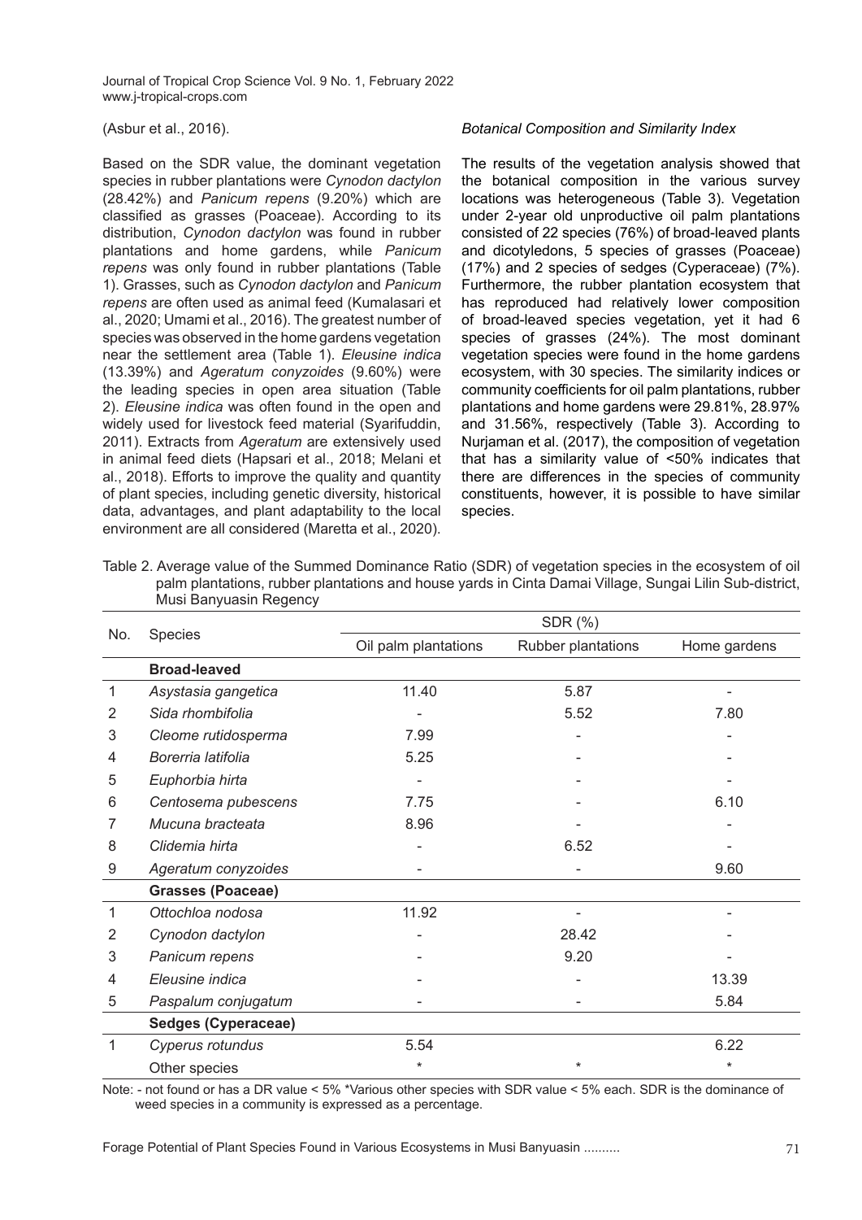(Asbur et al., 2016).

Based on the SDR value, the dominant vegetation species in rubber plantations were *Cynodon dactylon* (28.42%) and *Panicum repens* (9.20%) which are classified as grasses (Poaceae). According to its distribution, *Cynodon dactylon* was found in rubber plantations and home gardens, while *Panicum repens* was only found in rubber plantations (Table 1). Grasses, such as *Cynodon dactylon* and *Panicum repens* are often used as animal feed (Kumalasari et al., 2020; Umami et al., 2016). The greatest number of species was observed in the home gardens vegetation near the settlement area (Table 1). *Eleusine indica* (13.39%) and *Ageratum conyzoides* (9.60%) were the leading species in open area situation (Table 2). *Eleusine indica* was often found in the open and widely used for livestock feed material (Syarifuddin, 2011). Extracts from *Ageratum* are extensively used in animal feed diets (Hapsari et al., 2018; Melani et al., 2018). Efforts to improve the quality and quantity of plant species, including genetic diversity, historical data, advantages, and plant adaptability to the local environment are all considered (Maretta et al., 2020).

*Botanical Composition and Similarity Index*

The results of the vegetation analysis showed that the botanical composition in the various survey locations was heterogeneous (Table 3). Vegetation under 2-year old unproductive oil palm plantations consisted of 22 species (76%) of broad-leaved plants and dicotyledons, 5 species of grasses (Poaceae) (17%) and 2 species of sedges (Cyperaceae) (7%). Furthermore, the rubber plantation ecosystem that has reproduced had relatively lower composition of broad-leaved species vegetation, yet it had 6 species of grasses (24%). The most dominant vegetation species were found in the home gardens ecosystem, with 30 species. The similarity indices or community coefficients for oil palm plantations, rubber plantations and home gardens were 29.81%, 28.97% and 31.56%, respectively (Table 3). According to Nurjaman et al. (2017), the composition of vegetation that has a similarity value of <50% indicates that there are differences in the species of community constituents, however, it is possible to have similar species.

Table 2. Average value of the Summed Dominance Ratio (SDR) of vegetation species in the ecosystem of oil palm plantations, rubber plantations and house yards in Cinta Damai Village, Sungai Lilin Sub-district, Musi Banyuasin Regency

| No. | Species | SDR (%) | | |
|---|---|---|---|---|
| | | Oil palm plantations | Rubber plantations | Home gardens |
| | **Broad-leaved** | | | |
| 1 | *Asystasia gangetica* | 11.40 | 5.87 | - |
| 2 | *Sida rhombifolia* | - | 5.52 | 7.80 |
| 3 | *Cleome rutidosperma* | 7.99 | - | - |
| 4 | *Borerria latifolia* | 5.25 | - | - |
| 5 | *Euphorbia hirta* | - | - | - |
| 6 | *Centosema pubescens* | 7.75 | - | 6.10 |
| 7 | *Mucuna bracteata* | 8.96 | - | - |
| 8 | *Clidemia hirta* | - | 6.52 | - |
| 9 | *Ageratum conyzoides* | - | - | 9.60 |
| | **Grasses (Poaceae)** | | | |
| 1 | *Ottochloa nodosa* | 11.92 | - | - |
| 2 | *Cynodon dactylon* | - | 28.42 | - |
| 3 | *Panicum repens* | - | 9.20 | - |
| 4 | *Eleusine indica* | - | - | 13.39 |
| 5 | *Paspalum conjugatum* | - | - | 5.84 |
| | **Sedges (Cyperaceae)** | | | |
| 1 | *Cyperus rotundus* | 5.54 | | 6.22 |
| | Other species | * | * | * |

Note: - not found or has a DR value < 5% *Various other species with SDR value < 5% each. SDR is the dominance of weed species in a community is expressed as a percentage.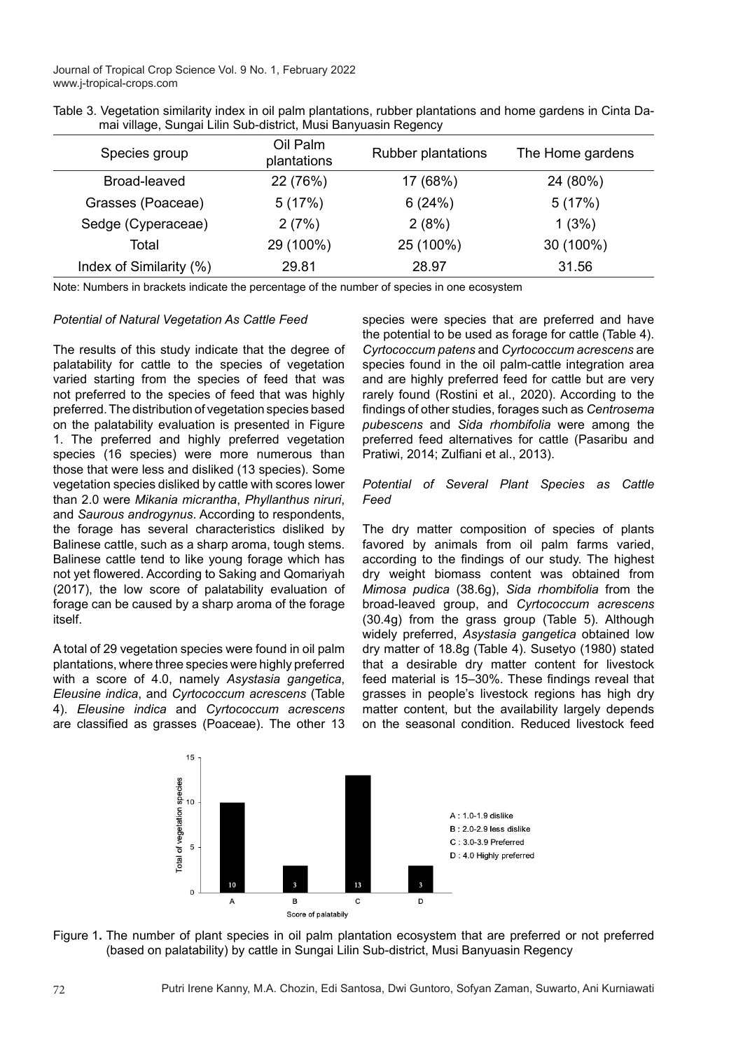Table 3. Vegetation similarity index in oil palm plantations, rubber plantations and home gardens in Cinta Damai village, Sungai Lilin Sub-district, Musi Banyuasin Regency

| Species group | Oil Palm plantations | Rubber plantations | The Home gardens |
|---|---|---|---|
| Broad-leaved | 22 (76%) | 17 (68%) | 24 (80%) |
| Grasses (Poaceae) | 5 (17%) | 6 (24%) | 5 (17%) |
| Sedge (Cyperaceae) | 2 (7%) | 2 (8%) | 1 (3%) |
| Total | 29 (100%) | 25 (100%) | 30 (100%) |
| Index of Similarity (%) | 29.81 | 28.97 | 31.56 |

Note: Numbers in brackets indicate the percentage of the number of species in one ecosystem

### *Potential of Natural Vegetation As Cattle Feed*

The results of this study indicate that the degree of palatability for cattle to the species of vegetation varied starting from the species of feed that was not preferred to the species of feed that was highly preferred. The distribution of vegetation species based on the palatability evaluation is presented in Figure 1. The preferred and highly preferred vegetation species (16 species) were more numerous than those that were less and disliked (13 species). Some vegetation species disliked by cattle with scores lower than 2.0 were *Mikania micrantha*, *Phyllanthus niruri*, and *Saurous androgynus*. According to respondents, the forage has several characteristics disliked by Balinese cattle, such as a sharp aroma, tough stems. Balinese cattle tend to like young forage which has not yet flowered. According to Saking and Qomariyah (2017), the low score of palatability evaluation of forage can be caused by a sharp aroma of the forage itself.

A total of 29 vegetation species were found in oil palm plantations, where three species were highly preferred with a score of 4.0, namely *Asystasia gangetica*, *Eleusine indica*, and *Cyrtococcum acrescens* (Table 4). *Eleusine indica* and *Cyrtococcum acrescens* are classified as grasses (Poaceae). The other 13 species were species that are preferred and have the potential to be used as forage for cattle (Table 4). *Cyrtococcum patens* and *Cyrtococcum acrescens* are species found in the oil palm-cattle integration area and are highly preferred feed for cattle but are very rarely found (Rostini et al., 2020). According to the findings of other studies, forages such as *Centrosema pubescens* and *Sida rhombifolia* were among the preferred feed alternatives for cattle (Pasaribu and Pratiwi, 2014; Zulfiani et al., 2013).

### *Potential of Several Plant Species as Cattle Feed*

The dry matter composition of species of plants favored by animals from oil palm farms varied, according to the findings of our study. The highest dry weight biomass content was obtained from *Mimosa pudica* (38.6g), *Sida rhombifolia* from the broad-leaved group, and *Cyrtococcum acrescens* (30.4g) from the grass group (Table 5). Although widely preferred, *Asystasia gangetica* obtained low dry matter of 18.8g (Table 4). Susetyo (1980) stated that a desirable dry matter content for livestock feed material is 15–30%. These findings reveal that grasses in people's livestock regions has high dry matter content, but the availability largely depends on the seasonal condition. Reduced livestock feed

Total of vegetation species
15
10
5
0
10
3
13
3
A
B
C
D
Score of palatabily
A : 1.0-1.9 dislike
B : 2.0-2.9 less dislike
C : 3.0-3.9 Preferred
D : 4.0 Highly preferred

Figure 1. The number of plant species in oil palm plantation ecosystem that are preferred or not preferred (based on palatability) by cattle in Sungai Lilin Sub-district, Musi Banyuasin Regency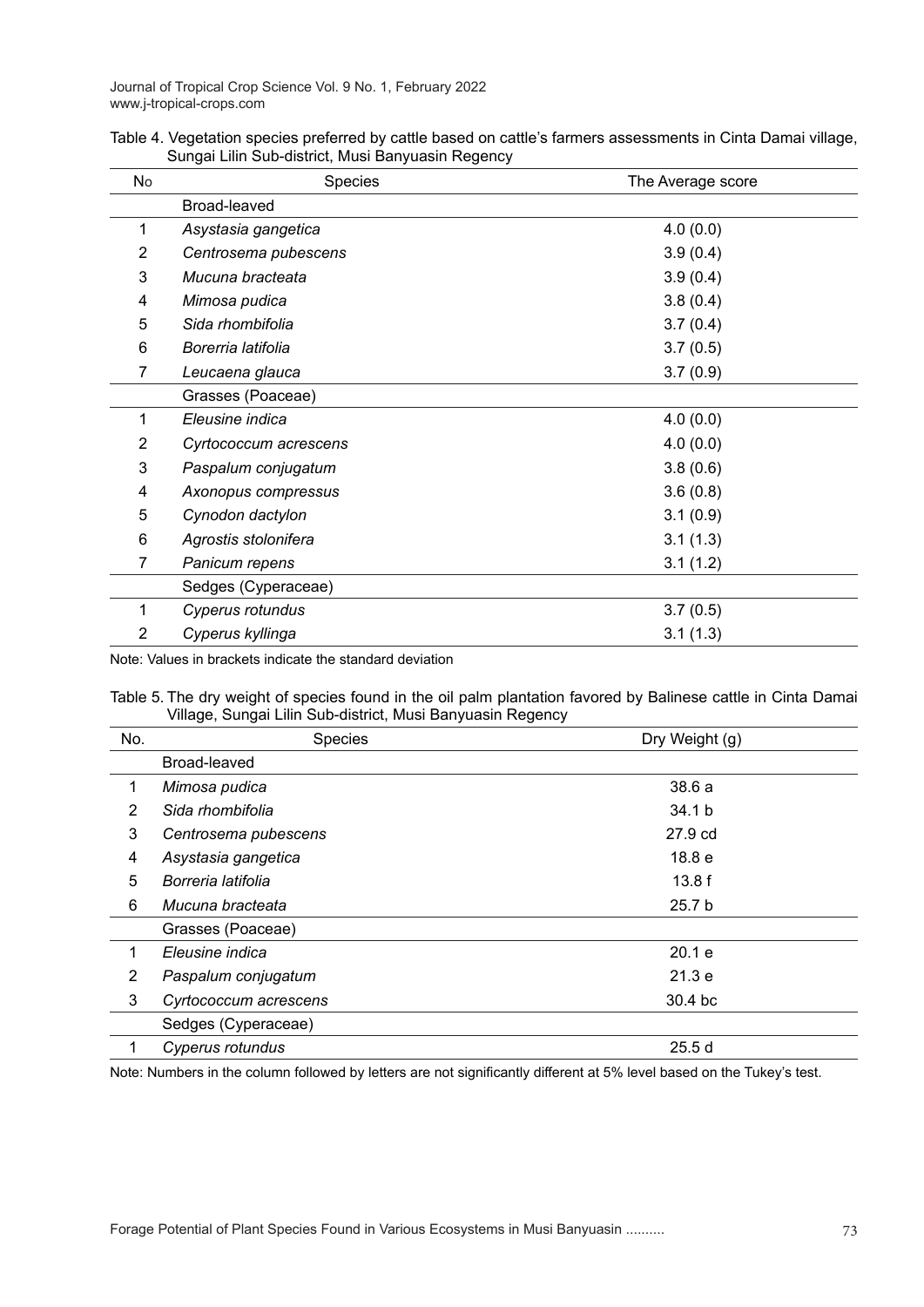Table 4. Vegetation species preferred by cattle based on cattle's farmers assessments in Cinta Damai village, Sungai Lilin Sub-district, Musi Banyuasin Regency

| No | Species | The Average score |
|---|---|---|
| | Broad-leaved | |
| 1 | *Asystasia gangetica* | 4.0 (0.0) |
| 2 | *Centrosema pubescens* | 3.9 (0.4) |
| 3 | *Mucuna bracteata* | 3.9 (0.4) |
| 4 | *Mimosa pudica* | 3.8 (0.4) |
| 5 | *Sida rhombifolia* | 3.7 (0.4) |
| 6 | *Borerria latifolia* | 3.7 (0.5) |
| 7 | *Leucaena glauca* | 3.7 (0.9) |
| | Grasses (Poaceae) | |
| 1 | *Eleusine indica* | 4.0 (0.0) |
| 2 | *Cyrtococcum acrescens* | 4.0 (0.0) |
| 3 | *Paspalum conjugatum* | 3.8 (0.6) |
| 4 | *Axonopus compressus* | 3.6 (0.8) |
| 5 | *Cynodon dactylon* | 3.1 (0.9) |
| 6 | *Agrostis stolonifera* | 3.1 (1.3) |
| 7 | *Panicum repens* | 3.1 (1.2) |
| | Sedges (Cyperaceae) | |
| 1 | *Cyperus rotundus* | 3.7 (0.5) |
| 2 | *Cyperus kyllinga* | 3.1 (1.3) |

Note: Values in brackets indicate the standard deviation

Table 5. The dry weight of species found in the oil palm plantation favored by Balinese cattle in Cinta Damai Village, Sungai Lilin Sub-district, Musi Banyuasin Regency

| No. | Species | Dry Weight (g) |
|---|---|---|
| | Broad-leaved | |
| 1 | *Mimosa pudica* | 38.6 a |
| 2 | *Sida rhombifolia* | 34.1 b |
| 3 | *Centrosema pubescens* | 27.9 cd |
| 4 | *Asystasia gangetica* | 18.8 e |
| 5 | *Borreria latifolia* | 13.8 f |
| 6 | *Mucuna bracteata* | 25.7 b |
| | Grasses (Poaceae) | |
| 1 | *Eleusine indica* | 20.1 e |
| 2 | *Paspalum conjugatum* | 21.3 e |
| 3 | *Cyrtococcum acrescens* | 30.4 bc |
| | Sedges (Cyperaceae) | |
| 1 | *Cyperus rotundus* | 25.5 d |

Note: Numbers in the column followed by letters are not significantly different at 5% level based on the Tukey's test.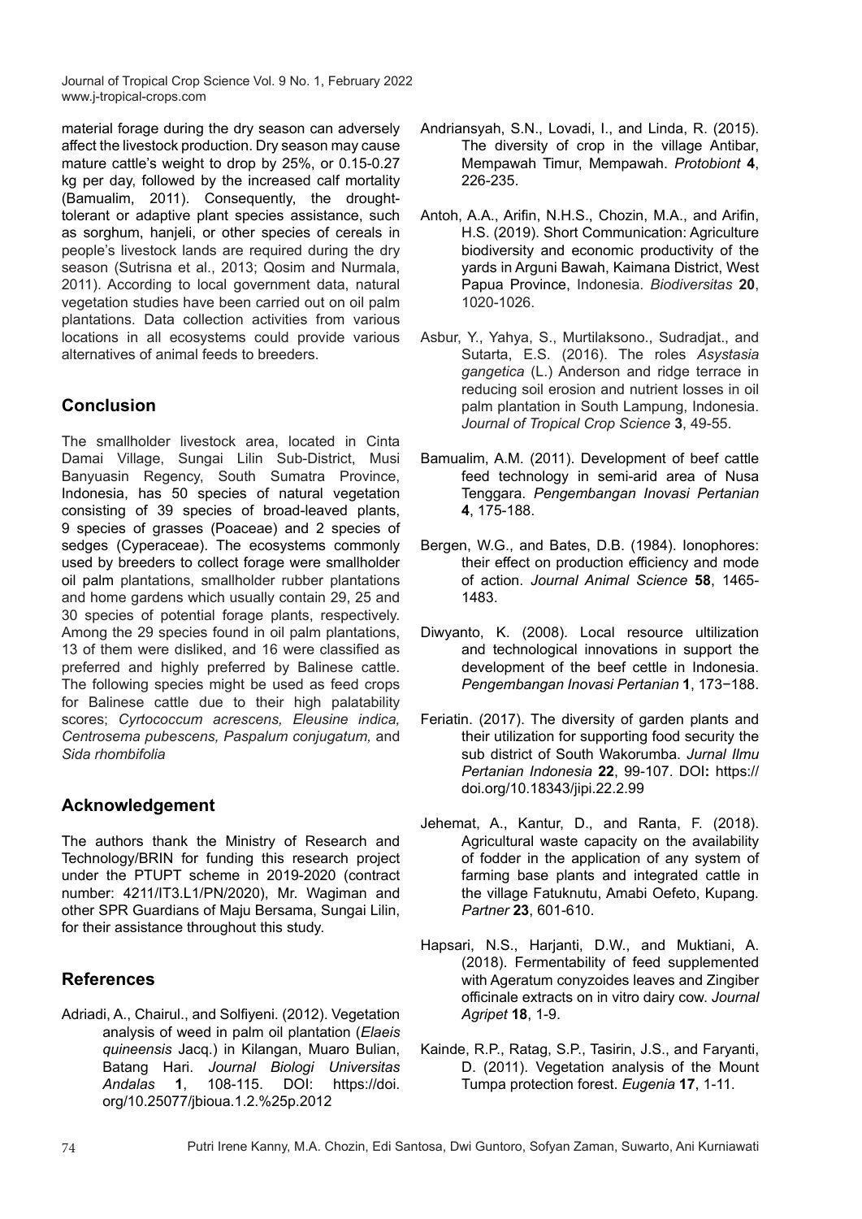material forage during the dry season can adversely affect the livestock production. Dry season may cause mature cattle's weight to drop by 25%, or 0.15-0.27 kg per day, followed by the increased calf mortality (Bamualim, 2011). Consequently, the drought-tolerant or adaptive plant species assistance, such as sorghum, hanjeli, or other species of cereals in people's livestock lands are required during the dry season (Sutrisna et al., 2013; Qosim and Nurmala, 2011). According to local government data, natural vegetation studies have been carried out on oil palm plantations. Data collection activities from various locations in all ecosystems could provide various alternatives of animal feeds to breeders.

## Conclusion

The smallholder livestock area, located in Cinta Damai Village, Sungai Lilin Sub-District, Musi Banyuasin Regency, South Sumatra Province, Indonesia, has 50 species of natural vegetation consisting of 39 species of broad-leaved plants, 9 species of grasses (Poaceae) and 2 species of sedges (Cyperaceae). The ecosystems commonly used by breeders to collect forage were smallholder oil palm plantations, smallholder rubber plantations and home gardens which usually contain 29, 25 and 30 species of potential forage plants, respectively. Among the 29 species found in oil palm plantations, 13 of them were disliked, and 16 were classified as preferred and highly preferred by Balinese cattle. The following species might be used as feed crops for Balinese cattle due to their high palatability scores; *Cyrtococcum acrescens, Eleusine indica, Centrosema pubescens, Paspalum conjugatum,* and *Sida rhombifolia*

## Acknowledgement

The authors thank the Ministry of Research and Technology/BRIN for funding this research project under the PTUPT scheme in 2019-2020 (contract number: 4211/IT3.L1/PN/2020), Mr. Wagiman and other SPR Guardians of Maju Bersama, Sungai Lilin, for their assistance throughout this study.

## References

Adriadi, A., Chairul., and Solfiyeni. (2012). Vegetation analysis of weed in palm oil plantation (*Elaeis quineensis* Jacq.) in Kilangan, Muaro Bulian, Batang Hari. *Journal Biologi Universitas Andalas* **1**, 108-115. DOI: https://doi.org/10.25077/jbioua.1.2.%25p.2012

Andriansyah, S.N., Lovadi, I., and Linda, R. (2015). The diversity of crop in the village Antibar, Mempawah Timur, Mempawah. *Protobiont* **4**, 226-235.

Antoh, A.A., Arifin, N.H.S., Chozin, M.A., and Arifin, H.S. (2019). Short Communication: Agriculture biodiversity and economic productivity of the yards in Arguni Bawah, Kaimana District, West Papua Province, Indonesia. *Biodiversitas* **20**, 1020-1026.

Asbur, Y., Yahya, S., Murtilaksono., Sudradjat., and Sutarta, E.S. (2016). The roles *Asystasia gangetica* (L.) Anderson and ridge terrace in reducing soil erosion and nutrient losses in oil palm plantation in South Lampung, Indonesia. *Journal of Tropical Crop Science* **3**, 49-55.

Bamualim, A.M. (2011). Development of beef cattle feed technology in semi-arid area of Nusa Tenggara. *Pengembangan Inovasi Pertanian* **4**, 175-188.

Bergen, W.G., and Bates, D.B. (1984). Ionophores: their effect on production efficiency and mode of action. *Journal Animal Science* **58**, 1465-1483.

Diwyanto, K. (2008). Local resource ultilization and technological innovations in support the development of the beef cettle in Indonesia. *Pengembangan Inovasi Pertanian* **1**, 173−188.

Feriatin. (2017). The diversity of garden plants and their utilization for supporting food security the sub district of South Wakorumba. *Jurnal Ilmu Pertanian Indonesia* **22**, 99-107. DOI**:** https://doi.org/10.18343/jipi.22.2.99

Jehemat, A., Kantur, D., and Ranta, F. (2018). Agricultural waste capacity on the availability of fodder in the application of any system of farming base plants and integrated cattle in the village Fatuknutu, Amabi Oefeto, Kupang. *Partner* **23**, 601-610.

Hapsari, N.S., Harjanti, D.W., and Muktiani, A. (2018). Fermentability of feed supplemented with Ageratum conyzoides leaves and Zingiber officinale extracts on in vitro dairy cow. *Journal Agripet* **18**, 1-9.

Kainde, R.P., Ratag, S.P., Tasirin, J.S., and Faryanti, D. (2011). Vegetation analysis of the Mount Tumpa protection forest. *Eugenia* **17**, 1-11.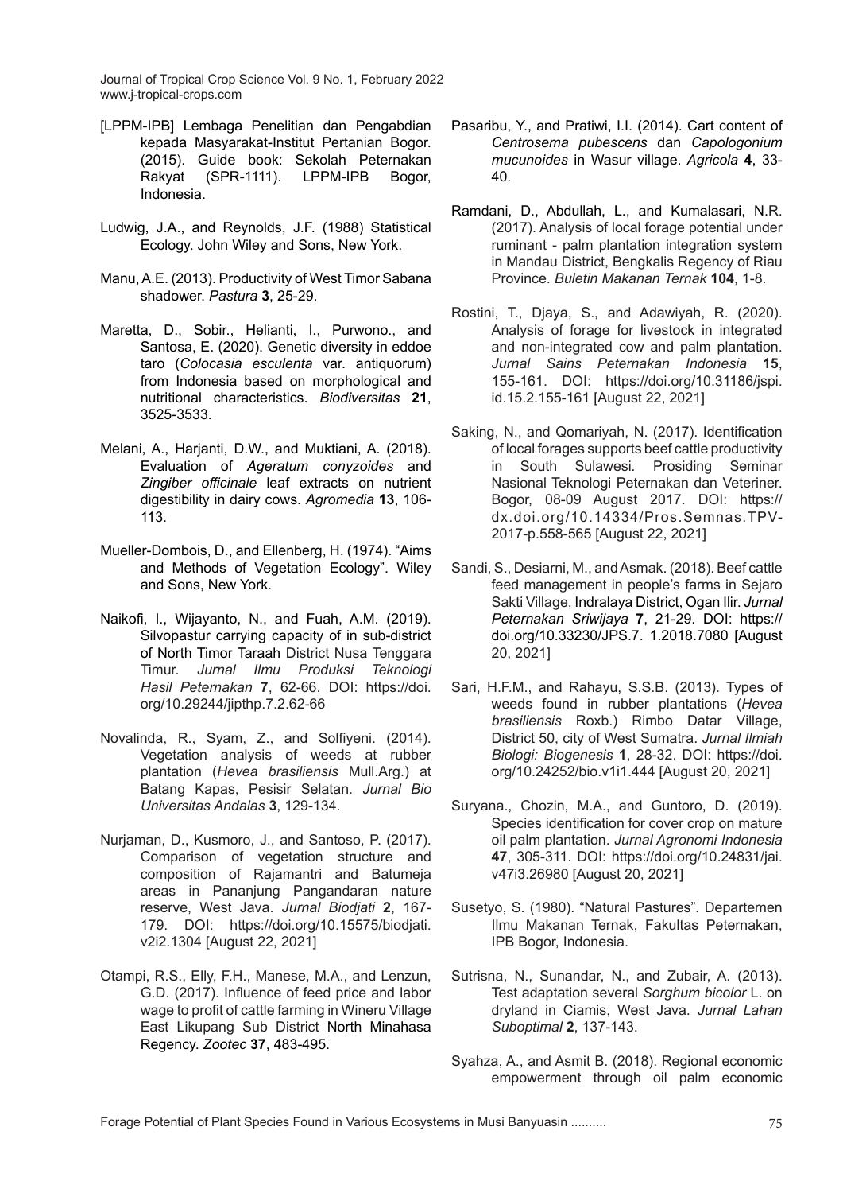[LPPM-IPB] Lembaga Penelitian dan Pengabdian kepada Masyarakat-Institut Pertanian Bogor. (2015). Guide book: Sekolah Peternakan Rakyat (SPR-1111). LPPM-IPB Bogor, Indonesia.

Ludwig, J.A., and Reynolds, J.F. (1988) Statistical Ecology. John Wiley and Sons, New York.

Manu, A.E. (2013). Productivity of West Timor Sabana shadower. *Pastura* **3**, 25-29.

Maretta, D., Sobir., Helianti, I., Purwono., and Santosa, E. (2020). Genetic diversity in eddoe taro (*Colocasia esculenta* var. antiquorum) from Indonesia based on morphological and nutritional characteristics. *Biodiversitas* **21**, 3525-3533.

Melani, A., Harjanti, D.W., and Muktiani, A. (2018). Evaluation of *Ageratum conyzoides* and *Zingiber officinale* leaf extracts on nutrient digestibility in dairy cows. *Agromedia* **13**, 106-113.

Mueller-Dombois, D., and Ellenberg, H. (1974). "Aims and Methods of Vegetation Ecology". Wiley and Sons, New York.

Naikofi, I., Wijayanto, N., and Fuah, A.M. (2019). Silvopastur carrying capacity of in sub-district of North Timor Taraah District Nusa Tenggara Timur. *Jurnal Ilmu Produksi Teknologi Hasil Peternakan* **7**, 62-66. DOI: https://doi.org/10.29244/jipthp.7.2.62-66

Novalinda, R., Syam, Z., and Solfiyeni. (2014). Vegetation analysis of weeds at rubber plantation (*Hevea brasiliensis* Mull.Arg.) at Batang Kapas, Pesisir Selatan. *Jurnal Bio Universitas Andalas* **3**, 129-134.

Nurjaman, D., Kusmoro, J., and Santoso, P. (2017). Comparison of vegetation structure and composition of Rajamantri and Batumeja areas in Pananjung Pangandaran nature reserve, West Java. *Jurnal Biodjati* **2**, 167-179. DOI: https://doi.org/10.15575/biodjati.v2i2.1304 [August 22, 2021]

Otampi, R.S., Elly, F.H., Manese, M.A., and Lenzun, G.D. (2017). Influence of feed price and labor wage to profit of cattle farming in Wineru Village East Likupang Sub District North Minahasa Regency. *Zootec* **37**, 483-495.

Pasaribu, Y., and Pratiwi, I.I. (2014). Cart content of *Centrosema pubescens* dan *Capologonium mucunoides* in Wasur village. *Agricola* **4**, 33-40.

Ramdani, D., Abdullah, L., and Kumalasari, N.R. (2017). Analysis of local forage potential under ruminant - palm plantation integration system in Mandau District, Bengkalis Regency of Riau Province. *Buletin Makanan Ternak* **104**, 1-8.

Rostini, T., Djaya, S., and Adawiyah, R. (2020). Analysis of forage for livestock in integrated and non-integrated cow and palm plantation. *Jurnal Sains Peternakan Indonesia* **15**, 155-161. DOI: https://doi.org/10.31186/jspi.id.15.2.155-161 [August 22, 2021]

Saking, N., and Qomariyah, N. (2017). Identification of local forages supports beef cattle productivity in South Sulawesi. Prosiding Seminar Nasional Teknologi Peternakan dan Veteriner. Bogor, 08-09 August 2017. DOI: https://dx.doi.org/10.14334/Pros.Semnas.TPV-2017-p.558-565 [August 22, 2021]

Sandi, S., Desiarni, M., and Asmak. (2018). Beef cattle feed management in people's farms in Sejaro Sakti Village, Indralaya District, Ogan Ilir. *Jurnal Peternakan Sriwijaya* **7**, 21-29. DOI: https://doi.org/10.33230/JPS.7. 1.2018.7080 [August 20, 2021]

Sari, H.F.M., and Rahayu, S.S.B. (2013). Types of weeds found in rubber plantations (*Hevea brasiliensis* Roxb.) Rimbo Datar Village, District 50, city of West Sumatra. *Jurnal Ilmiah Biologi: Biogenesis* **1**, 28-32. DOI: https://doi.org/10.24252/bio.v1i1.444 [August 20, 2021]

Suryana., Chozin, M.A., and Guntoro, D. (2019). Species identification for cover crop on mature oil palm plantation. *Jurnal Agronomi Indonesia* **47**, 305-311. DOI: https://doi.org/10.24831/jai.v47i3.26980 [August 20, 2021]

Susetyo, S. (1980). "Natural Pastures". Departemen Ilmu Makanan Ternak, Fakultas Peternakan, IPB Bogor, Indonesia.

Sutrisna, N., Sunandar, N., and Zubair, A. (2013). Test adaptation several *Sorghum bicolor* L. on dryland in Ciamis, West Java. *Jurnal Lahan Suboptimal* **2**, 137-143.

Syahza, A., and Asmit B. (2018). Regional economic empowerment through oil palm economic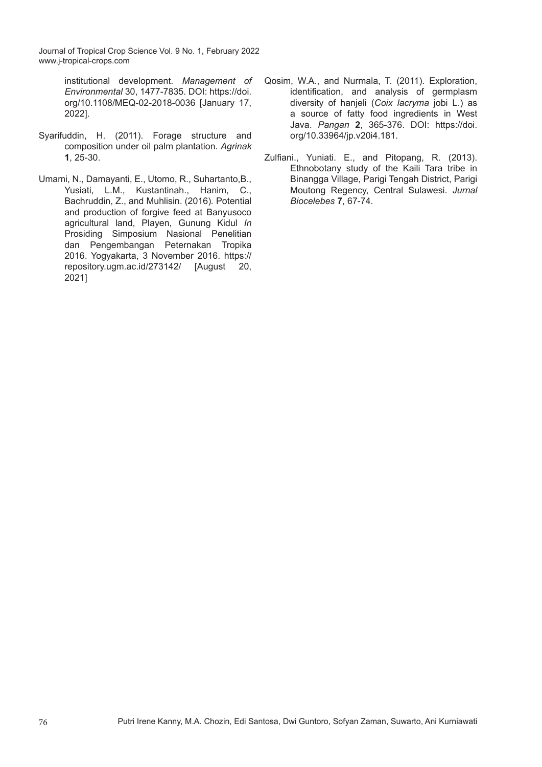institutional development. *Management of Environmental* 30, 1477-7835. DOI: https://doi.org/10.1108/MEQ-02-2018-0036 [January 17, 2022].

Syarifuddin, H. (2011). Forage structure and composition under oil palm plantation. *Agrinak* **1**, 25-30.

Umami, N., Damayanti, E., Utomo, R., Suhartanto,B., Yusiati, L.M., Kustantinah., Hanim, C., Bachruddin, Z., and Muhlisin. (2016). Potential and production of forgive feed at Banyusoco agricultural land, Playen, Gunung Kidul *In* Prosiding Simposium Nasional Penelitian dan Pengembangan Peternakan Tropika 2016. Yogyakarta, 3 November 2016. https://repository.ugm.ac.id/273142/ [August 20, 2021]

Qosim, W.A., and Nurmala, T. (2011). Exploration, identification, and analysis of germplasm diversity of hanjeli (*Coix lacryma* jobi L.) as a source of fatty food ingredients in West Java. *Pangan* **2**, 365-376. DOI: https://doi.org/10.33964/jp.v20i4.181.

Zulfiani., Yuniati. E., and Pitopang, R. (2013). Ethnobotany study of the Kaili Tara tribe in Binangga Village, Parigi Tengah District, Parigi Moutong Regency, Central Sulawesi. *Jurnal Biocelebes* **7**, 67-74.